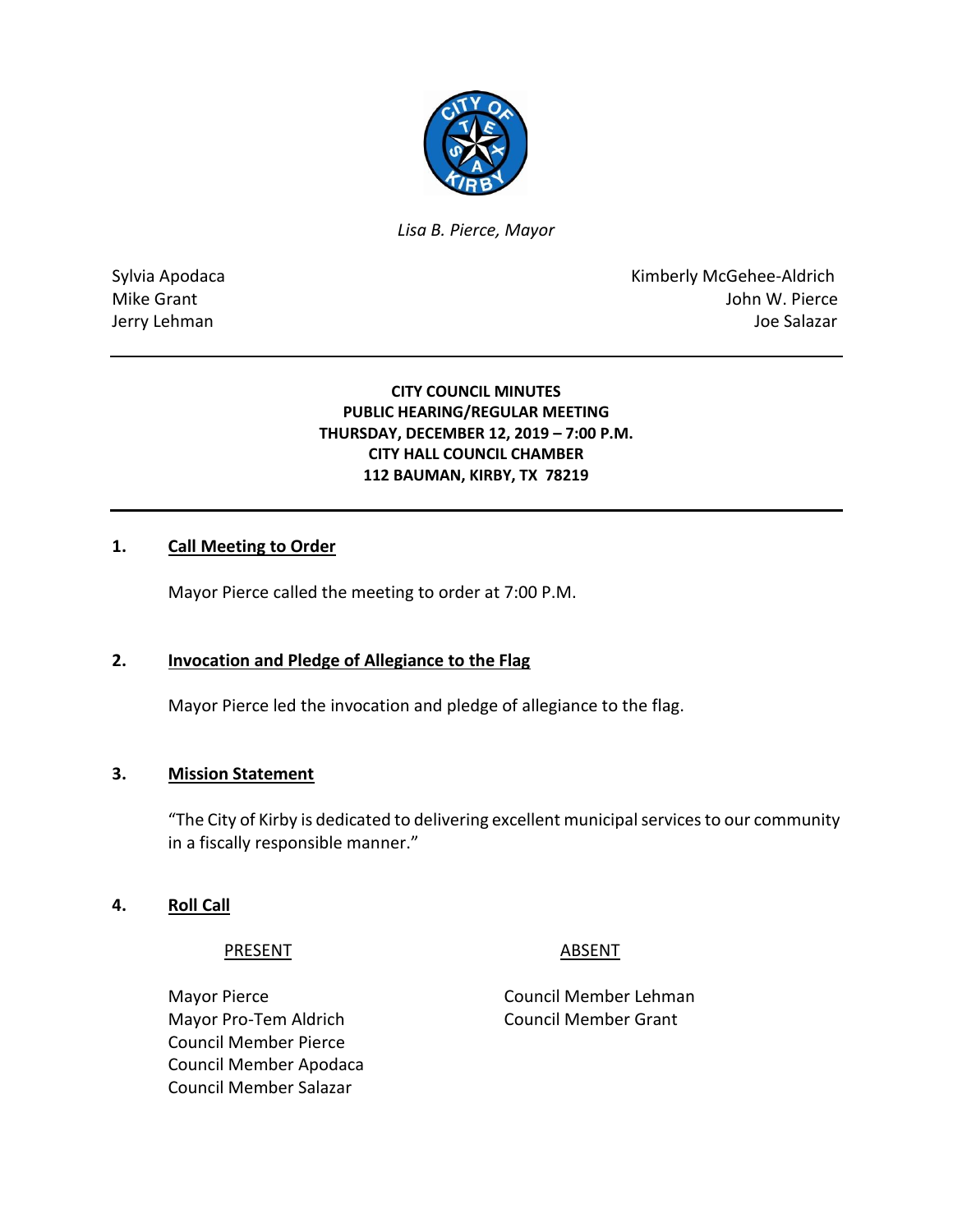*Lisa B. Pierce, Mayor*

Sylvia Apodaca
Mike Grant
Jerry Lehman

Kimberly McGehee-Aldrich
John W. Pierce
Joe Salazar

**CITY COUNCIL MINUTES**
**PUBLIC HEARING/REGULAR MEETING**
**THURSDAY, DECEMBER 12, 2019 – 7:00 P.M.**
**CITY HALL COUNCIL CHAMBER**
**112 BAUMAN, KIRBY, TX 78219**

## 1. Call Meeting to Order

Mayor Pierce called the meeting to order at 7:00 P.M.

## 2. Invocation and Pledge of Allegiance to the Flag

Mayor Pierce led the invocation and pledge of allegiance to the flag.

## 3. Mission Statement

"The City of Kirby is dedicated to delivering excellent municipal services to our community in a fiscally responsible manner."

## 4. Roll Call

| PRESENT | ABSENT |
|---|---|
| Mayor Pierce | Council Member Lehman |
| Mayor Pro-Tem Aldrich | Council Member Grant |
| Council Member Pierce | |
| Council Member Apodaca | |
| Council Member Salazar | |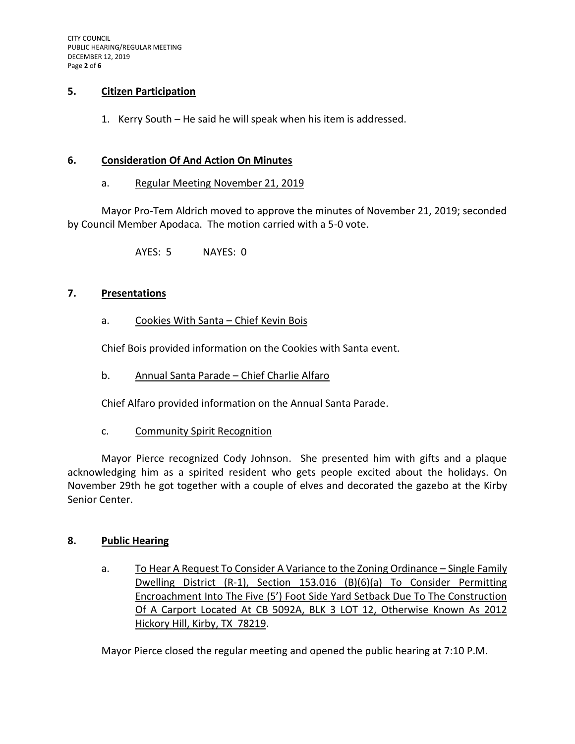## 5. Citizen Participation

1. Kerry South – He said he will speak when his item is addressed.

## 6. Consideration Of And Action On Minutes

a. Regular Meeting November 21, 2019

Mayor Pro-Tem Aldrich moved to approve the minutes of November 21, 2019; seconded by Council Member Apodaca. The motion carried with a 5-0 vote.

AYES: 5 NAYES: 0

## 7. Presentations

a. Cookies With Santa – Chief Kevin Bois

Chief Bois provided information on the Cookies with Santa event.

b. Annual Santa Parade – Chief Charlie Alfaro

Chief Alfaro provided information on the Annual Santa Parade.

c. Community Spirit Recognition

Mayor Pierce recognized Cody Johnson. She presented him with gifts and a plaque acknowledging him as a spirited resident who gets people excited about the holidays. On November 29th he got together with a couple of elves and decorated the gazebo at the Kirby Senior Center.

## 8. Public Hearing

a. To Hear A Request To Consider A Variance to the Zoning Ordinance – Single Family Dwelling District (R-1), Section 153.016 (B)(6)(a) To Consider Permitting Encroachment Into The Five (5') Foot Side Yard Setback Due To The Construction Of A Carport Located At CB 5092A, BLK 3 LOT 12, Otherwise Known As 2012 Hickory Hill, Kirby, TX 78219.

Mayor Pierce closed the regular meeting and opened the public hearing at 7:10 P.M.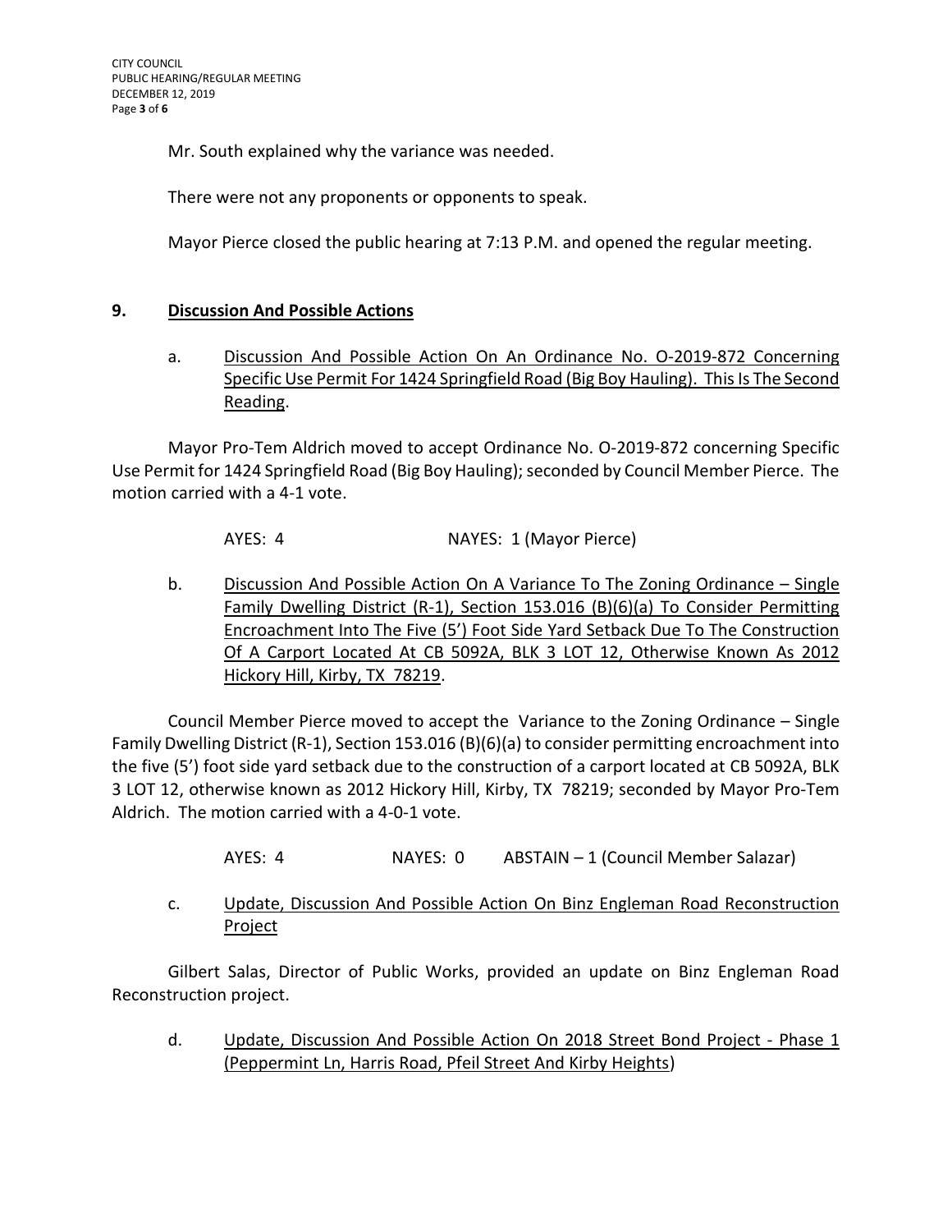Mr. South explained why the variance was needed.

There were not any proponents or opponents to speak.

Mayor Pierce closed the public hearing at 7:13 P.M. and opened the regular meeting.

## 9. Discussion And Possible Actions

a. Discussion And Possible Action On An Ordinance No. O-2019-872 Concerning Specific Use Permit For 1424 Springfield Road (Big Boy Hauling). This Is The Second Reading.

Mayor Pro-Tem Aldrich moved to accept Ordinance No. O-2019-872 concerning Specific Use Permit for 1424 Springfield Road (Big Boy Hauling); seconded by Council Member Pierce. The motion carried with a 4-1 vote.

AYES: 4 NAYES: 1 (Mayor Pierce)

b. Discussion And Possible Action On A Variance To The Zoning Ordinance – Single Family Dwelling District (R-1), Section 153.016 (B)(6)(a) To Consider Permitting Encroachment Into The Five (5') Foot Side Yard Setback Due To The Construction Of A Carport Located At CB 5092A, BLK 3 LOT 12, Otherwise Known As 2012 Hickory Hill, Kirby, TX 78219.

Council Member Pierce moved to accept the Variance to the Zoning Ordinance – Single Family Dwelling District (R-1), Section 153.016 (B)(6)(a) to consider permitting encroachment into the five (5') foot side yard setback due to the construction of a carport located at CB 5092A, BLK 3 LOT 12, otherwise known as 2012 Hickory Hill, Kirby, TX 78219; seconded by Mayor Pro-Tem Aldrich. The motion carried with a 4-0-1 vote.

AYES: 4 NAYES: 0 ABSTAIN – 1 (Council Member Salazar)

c. Update, Discussion And Possible Action On Binz Engleman Road Reconstruction Project

Gilbert Salas, Director of Public Works, provided an update on Binz Engleman Road Reconstruction project.

d. Update, Discussion And Possible Action On 2018 Street Bond Project - Phase 1 (Peppermint Ln, Harris Road, Pfeil Street And Kirby Heights)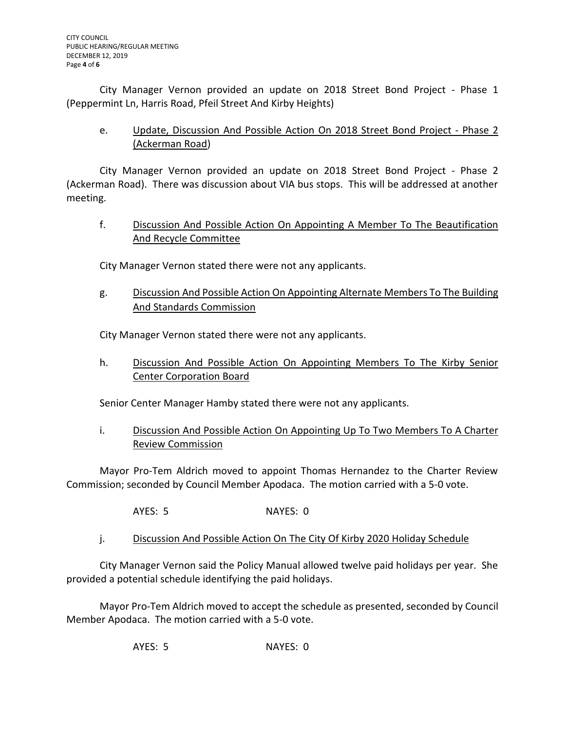City Manager Vernon provided an update on 2018 Street Bond Project - Phase 1 (Peppermint Ln, Harris Road, Pfeil Street And Kirby Heights)

e. Update, Discussion And Possible Action On 2018 Street Bond Project - Phase 2 (Ackerman Road)

City Manager Vernon provided an update on 2018 Street Bond Project - Phase 2 (Ackerman Road). There was discussion about VIA bus stops. This will be addressed at another meeting.

f. Discussion And Possible Action On Appointing A Member To The Beautification And Recycle Committee

City Manager Vernon stated there were not any applicants.

g. Discussion And Possible Action On Appointing Alternate Members To The Building And Standards Commission

City Manager Vernon stated there were not any applicants.

h. Discussion And Possible Action On Appointing Members To The Kirby Senior Center Corporation Board

Senior Center Manager Hamby stated there were not any applicants.

i. Discussion And Possible Action On Appointing Up To Two Members To A Charter Review Commission

Mayor Pro-Tem Aldrich moved to appoint Thomas Hernandez to the Charter Review Commission; seconded by Council Member Apodaca. The motion carried with a 5-0 vote.

AYES: 5 NAYES: 0

j. Discussion And Possible Action On The City Of Kirby 2020 Holiday Schedule

City Manager Vernon said the Policy Manual allowed twelve paid holidays per year. She provided a potential schedule identifying the paid holidays.

Mayor Pro-Tem Aldrich moved to accept the schedule as presented, seconded by Council Member Apodaca. The motion carried with a 5-0 vote.

AYES: 5 NAYES: 0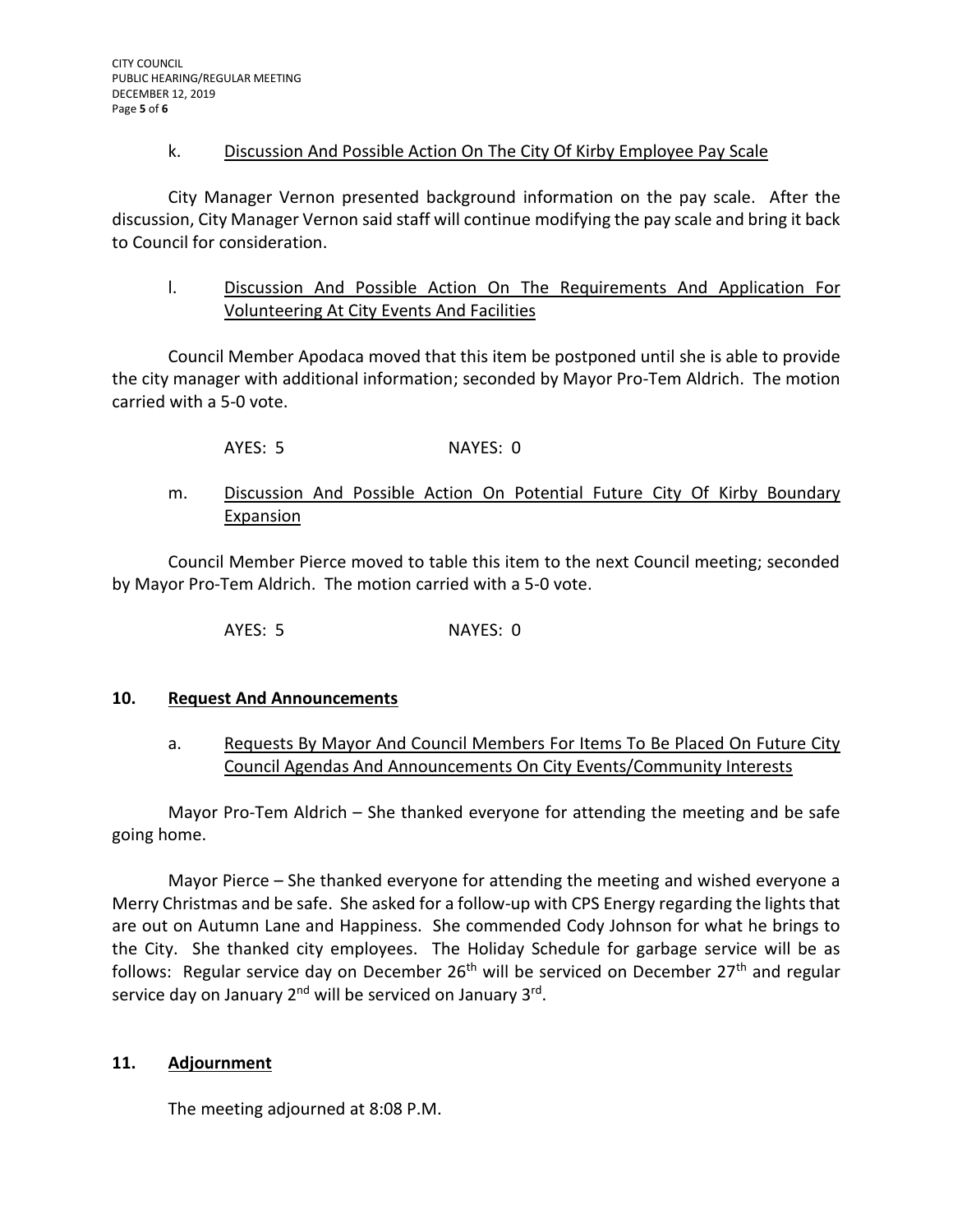k. Discussion And Possible Action On The City Of Kirby Employee Pay Scale

City Manager Vernon presented background information on the pay scale. After the discussion, City Manager Vernon said staff will continue modifying the pay scale and bring it back to Council for consideration.

l. Discussion And Possible Action On The Requirements And Application For Volunteering At City Events And Facilities

Council Member Apodaca moved that this item be postponed until she is able to provide the city manager with additional information; seconded by Mayor Pro-Tem Aldrich. The motion carried with a 5-0 vote.

AYES: 5 NAYES: 0

m. Discussion And Possible Action On Potential Future City Of Kirby Boundary Expansion

Council Member Pierce moved to table this item to the next Council meeting; seconded by Mayor Pro-Tem Aldrich. The motion carried with a 5-0 vote.

AYES: 5 NAYES: 0

## 10. Request And Announcements

a. Requests By Mayor And Council Members For Items To Be Placed On Future City Council Agendas And Announcements On City Events/Community Interests

Mayor Pro-Tem Aldrich – She thanked everyone for attending the meeting and be safe going home.

Mayor Pierce – She thanked everyone for attending the meeting and wished everyone a Merry Christmas and be safe. She asked for a follow-up with CPS Energy regarding the lights that are out on Autumn Lane and Happiness. She commended Cody Johnson for what he brings to the City. She thanked city employees. The Holiday Schedule for garbage service will be as follows: Regular service day on December 26th will be serviced on December 27th and regular service day on January 2nd will be serviced on January 3rd.

## 11. Adjournment

The meeting adjourned at 8:08 P.M.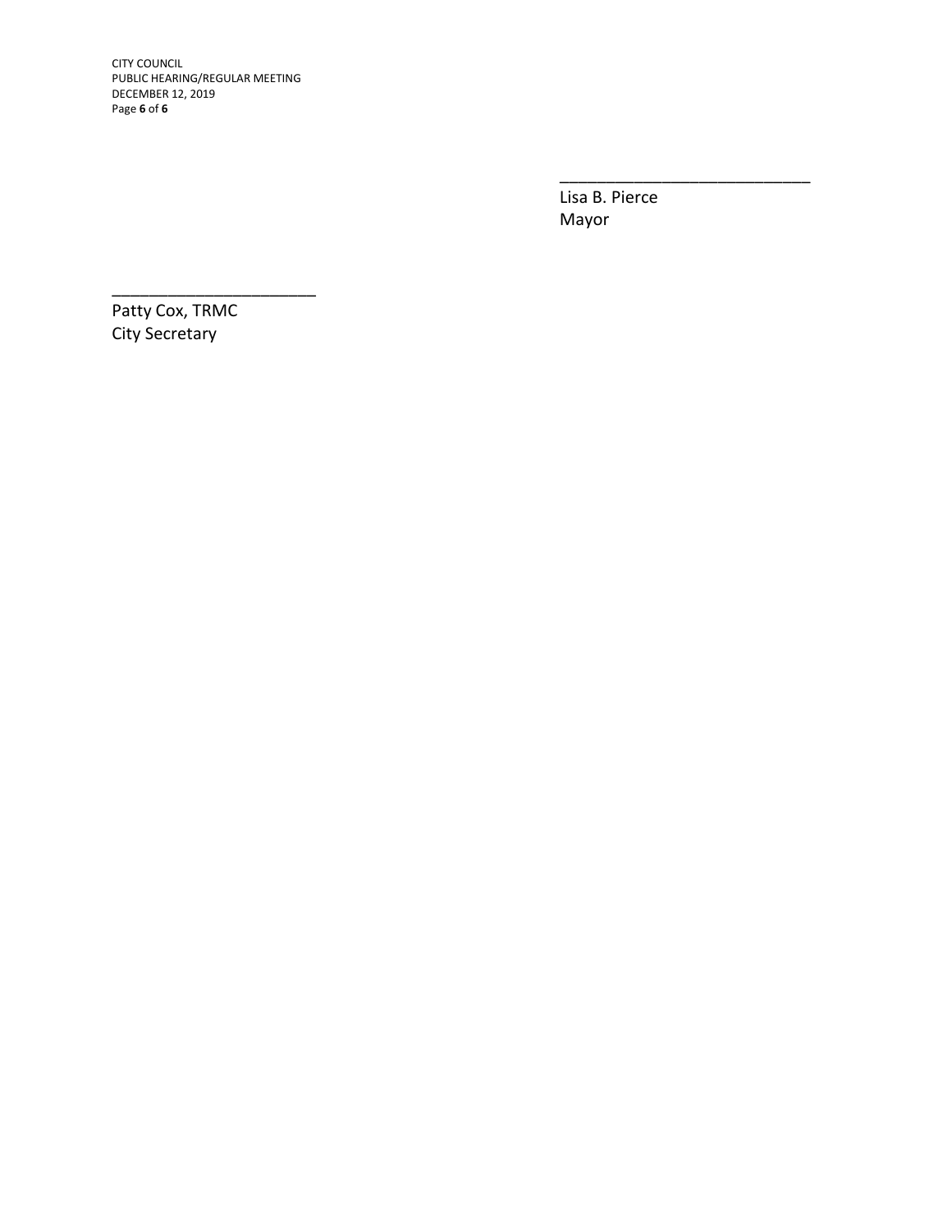\_\_\_\_\_\_\_\_\_\_\_\_\_\_\_\_\_\_\_\_\_\_\_\_\_\_\_\_\_\_
Lisa B. Pierce
Mayor

\_\_\_\_\_\_\_\_\_\_\_\_\_\_\_\_\_\_\_\_\_\_\_\_\_\_\_\_\_\_
Patty Cox, TRMC
City Secretary